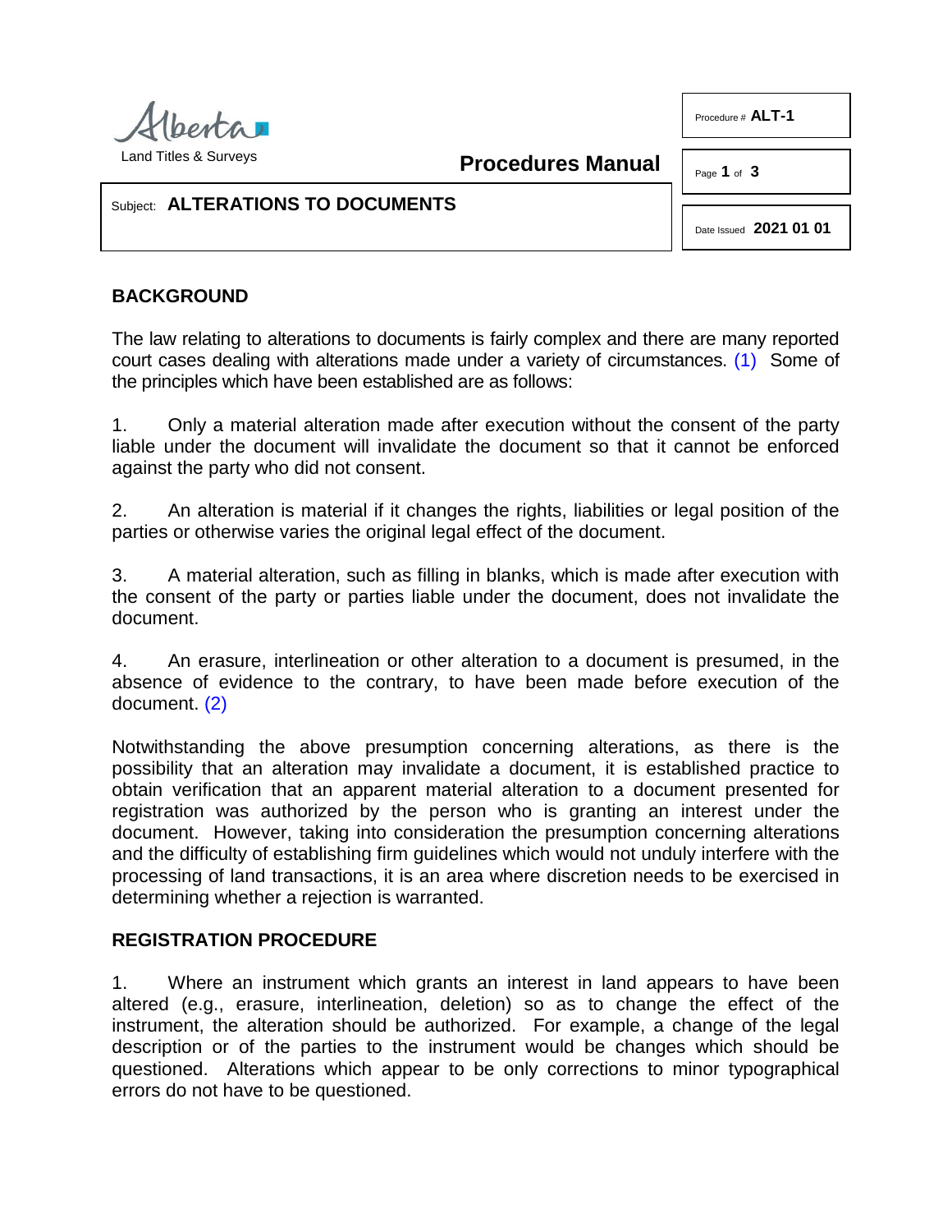Alberta Land Titles & Surveys

**Procedures Manual**

Procedure # **ALT-1**

Date Issued **2021 01 01**

Subject: **ALTERATIONS TO DOCUMENTS**

## BACKGROUND

The law relating to alterations to documents is fairly complex and there are many reported court cases dealing with alterations made under a variety of circumstances. (1) Some of the principles which have been established are as follows:

1. Only a material alteration made after execution without the consent of the party liable under the document will invalidate the document so that it cannot be enforced against the party who did not consent.

2. An alteration is material if it changes the rights, liabilities or legal position of the parties or otherwise varies the original legal effect of the document.

3. A material alteration, such as filling in blanks, which is made after execution with the consent of the party or parties liable under the document, does not invalidate the document.

4. An erasure, interlineation or other alteration to a document is presumed, in the absence of evidence to the contrary, to have been made before execution of the document. (2)

Notwithstanding the above presumption concerning alterations, as there is the possibility that an alteration may invalidate a document, it is established practice to obtain verification that an apparent material alteration to a document presented for registration was authorized by the person who is granting an interest under the document. However, taking into consideration the presumption concerning alterations and the difficulty of establishing firm guidelines which would not unduly interfere with the processing of land transactions, it is an area where discretion needs to be exercised in determining whether a rejection is warranted.

## REGISTRATION PROCEDURE

1. Where an instrument which grants an interest in land appears to have been altered (e.g., erasure, interlineation, deletion) so as to change the effect of the instrument, the alteration should be authorized. For example, a change of the legal description or of the parties to the instrument would be changes which should be questioned. Alterations which appear to be only corrections to minor typographical errors do not have to be questioned.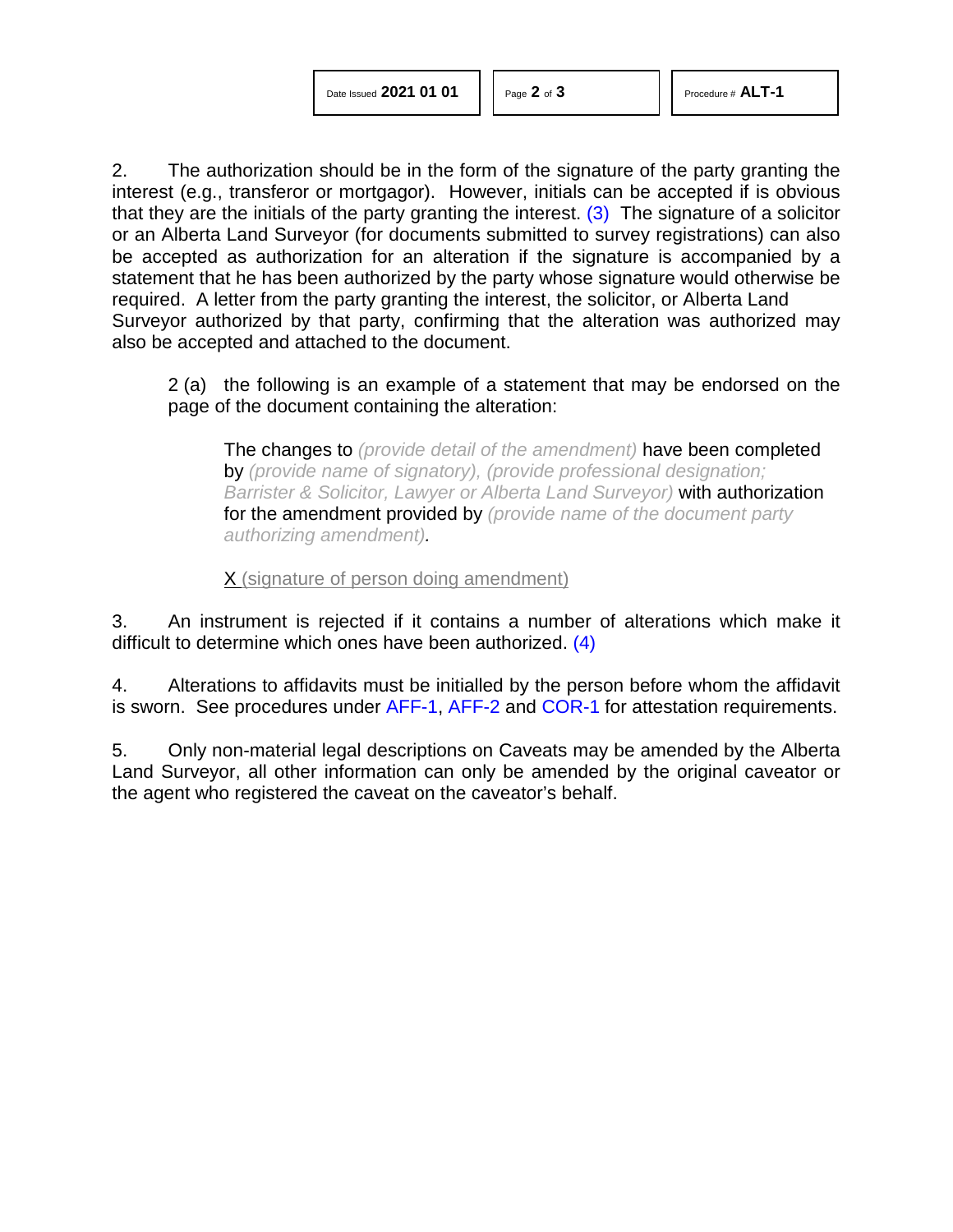2. The authorization should be in the form of the signature of the party granting the interest (e.g., transferor or mortgagor). However, initials can be accepted if is obvious that they are the initials of the party granting the interest. (3) The signature of a solicitor or an Alberta Land Surveyor (for documents submitted to survey registrations) can also be accepted as authorization for an alteration if the signature is accompanied by a statement that he has been authorized by the party whose signature would otherwise be required. A letter from the party granting the interest, the solicitor, or Alberta Land Surveyor authorized by that party, confirming that the alteration was authorized may also be accepted and attached to the document.

2 (a) the following is an example of a statement that may be endorsed on the page of the document containing the alteration:

> The changes to *(provide detail of the amendment)* have been completed by *(provide name of signatory), (provide professional designation; Barrister & Solicitor, Lawyer or Alberta Land Surveyor)* with authorization for the amendment provided by *(provide name of the document party authorizing amendment).*
>
> X (signature of person doing amendment)

3. An instrument is rejected if it contains a number of alterations which make it difficult to determine which ones have been authorized. (4)

4. Alterations to affidavits must be initialled by the person before whom the affidavit is sworn. See procedures under AFF-1, AFF-2 and COR-1 for attestation requirements.

5. Only non-material legal descriptions on Caveats may be amended by the Alberta Land Surveyor, all other information can only be amended by the original caveator or the agent who registered the caveat on the caveator's behalf.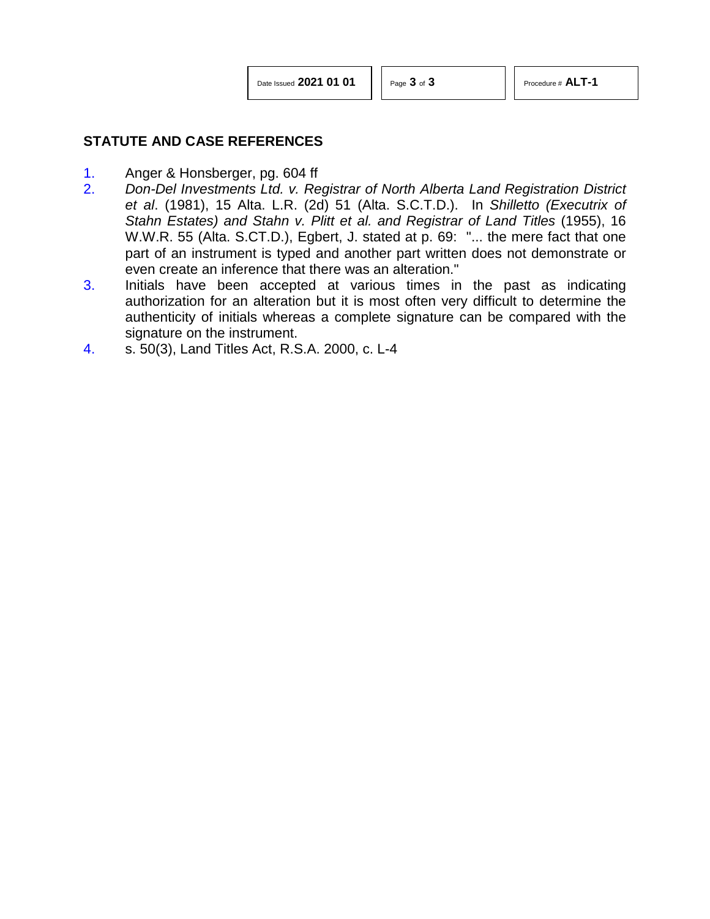## STATUTE AND CASE REFERENCES

1. Anger & Honsberger, pg. 604 ff
2. *Don-Del Investments Ltd. v. Registrar of North Alberta Land Registration District et al*. (1981), 15 Alta. L.R. (2d) 51 (Alta. S.C.T.D.). In *Shilletto (Executrix of Stahn Estates) and Stahn v. Plitt et al. and Registrar of Land Titles* (1955), 16 W.W.R. 55 (Alta. S.CT.D.), Egbert, J. stated at p. 69: "... the mere fact that one part of an instrument is typed and another part written does not demonstrate or even create an inference that there was an alteration."
3. Initials have been accepted at various times in the past as indicating authorization for an alteration but it is most often very difficult to determine the authenticity of initials whereas a complete signature can be compared with the signature on the instrument.
4. s. 50(3), Land Titles Act, R.S.A. 2000, c. L-4